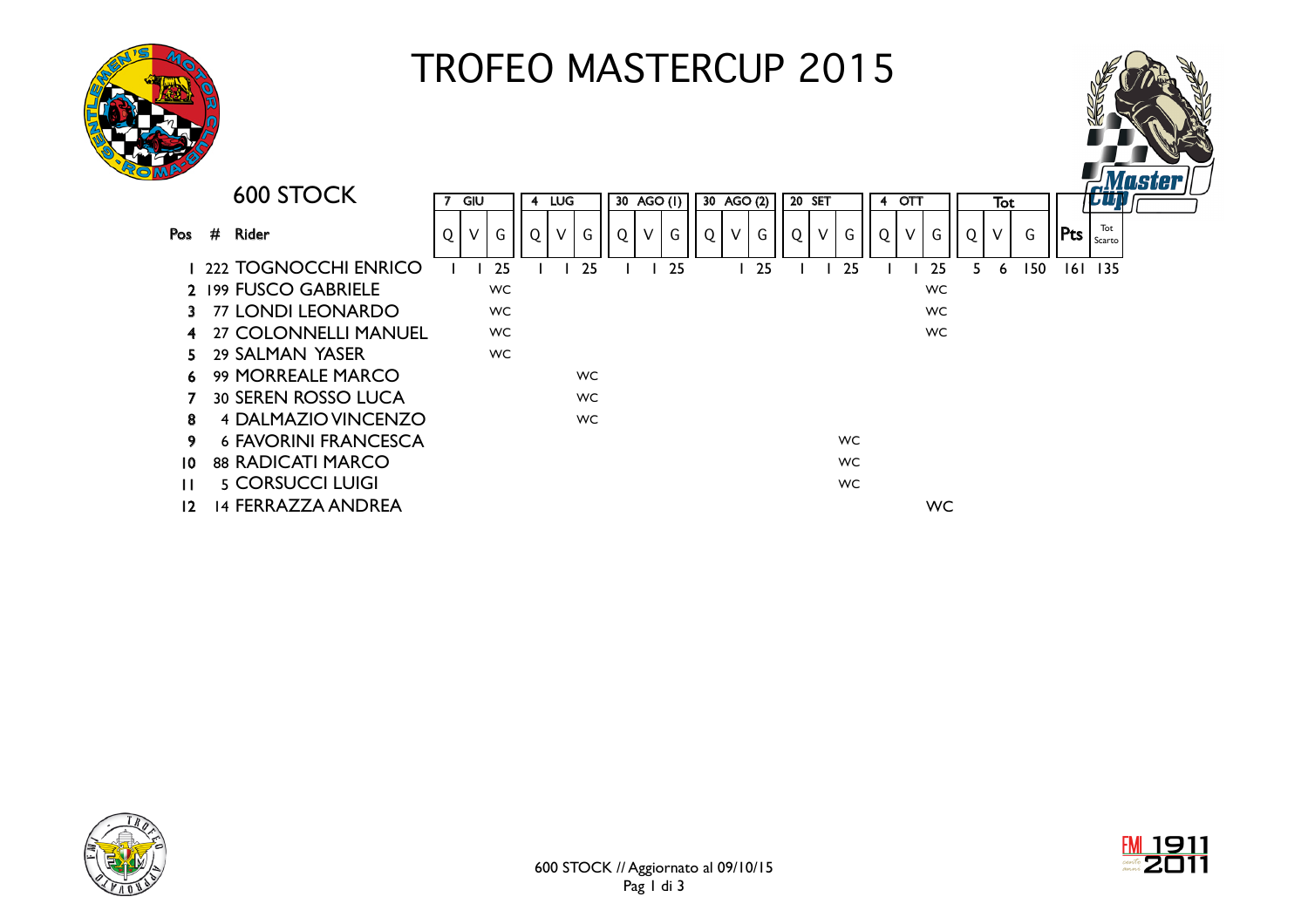# TROFEO MASTERCUP 2015

## 600 STOCK

| Pos | # | Rider | 7 GIU | | | 4 LUG | | | 30 AGO (1) | | | 30 AGO (2) | | | 20 SET | | | 4 OTT | | | Tot | | | Pts | Tot Scarto |
|---|---|---|---|---|---|---|---|---|---|---|---|---|---|---|---|---|---|---|---|---|---|---|---|---|---|
| | | | Q | V | G | Q | V | G | Q | V | G | Q | V | G | Q | V | G | Q | V | G | Q | V | G | | |
| 1 | 222 | TOGNOCCHI ENRICO | 1 | 1 | 25 | 1 | 1 | 25 | 1 | 1 | 25 | | 1 | 25 | 1 | 1 | 25 | 1 | 1 | 25 | 5 | 6 | 150 | 161 | 135 |
| 2 | 199 | FUSCO GABRIELE | | | WC | | | | | | | | | | | | | | | WC | | | | | |
| 3 | 77 | LONDI LEONARDO | | | WC | | | | | | | | | | | | | | | WC | | | | | |
| 4 | 27 | COLONNELLI MANUEL | | | WC | | | | | | | | | | | | | | | WC | | | | | |
| 5 | 29 | SALMAN YASER | | | WC | | | | | | | | | | | | | | | | | | | | |
| 6 | 99 | MORREALE MARCO | | | | | | WC | | | | | | | | | | | | | | | | | |
| 7 | 30 | SEREN ROSSO LUCA | | | | | | WC | | | | | | | | | | | | | | | | | |
| 8 | 4 | DALMAZIO VINCENZO | | | | | | WC | | | | | | | | | | | | | | | | | |
| 9 | 6 | FAVORINI FRANCESCA | | | | | | | | | | | | | | | WC | | | | | | | | |
| 10 | 88 | RADICATI MARCO | | | | | | | | | | | | | | | WC | | | | | | | | |
| 11 | 5 | CORSUCCI LUIGI | | | | | | | | | | | | | | | WC | | | | | | | | |
| 12 | 14 | FERRAZZA ANDREA | | | | | | | | | | | | | | | | | | WC | | | | | |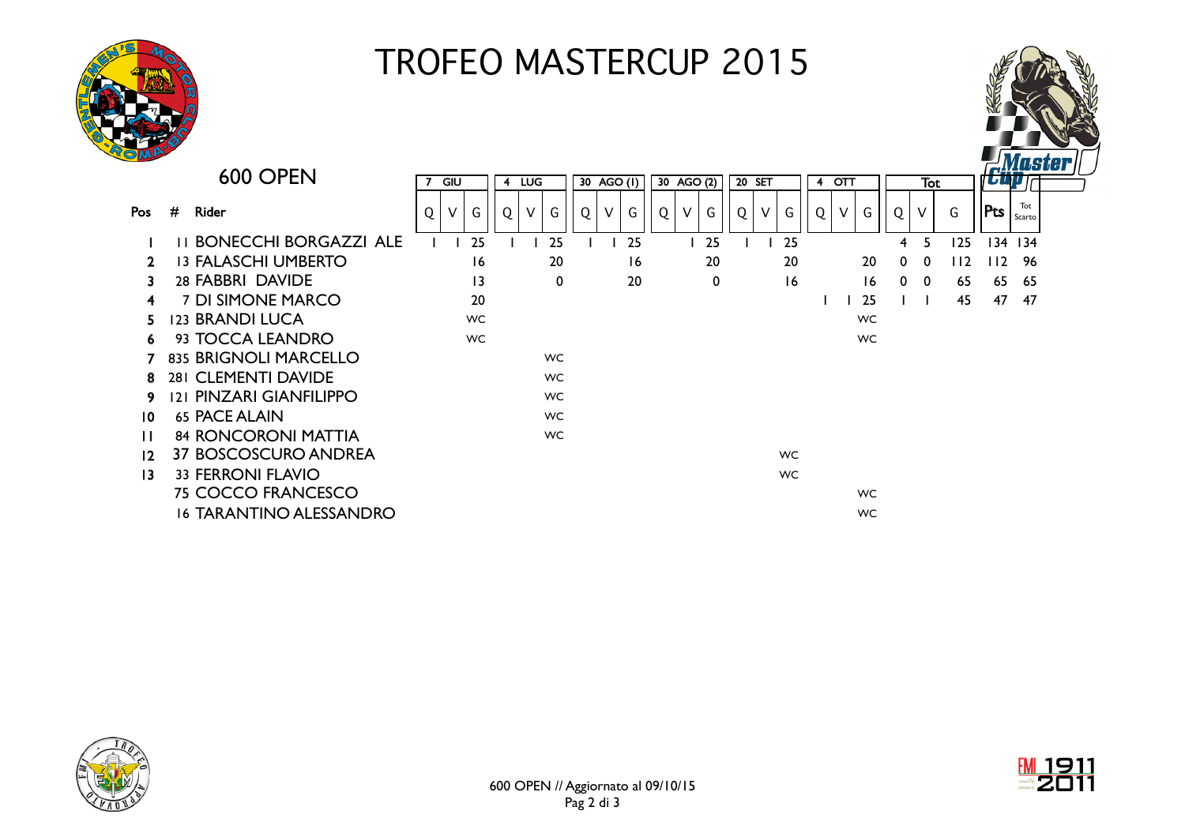# TROFEO MASTERCUP 2015

## 600 OPEN

| Pos | # | Rider | 7 GIU | | | 4 LUG | | | 30 AGO (1) | | | 30 AGO (2) | | | 20 SET | | | 4 OTT | | | Tot | | | | |
|---|---|---|---|---|---|---|---|---|---|---|---|---|---|---|---|---|---|---|---|---|---|---|---|---|---|
| | | | Q | V | G | Q | V | G | Q | V | G | Q | V | G | Q | V | G | Q | V | G | Q | V | G | Pts | Tot Scarto |
| 1 | 11 | BONECCHI BORGAZZI ALE | 1 | 1 | 25 | 1 | 1 | 25 | 1 | 1 | 25 | | 1 | 25 | 1 | 1 | 25 | | | | 4 | 5 | 125 | 134 | 134 |
| 2 | 13 | FALASCHI UMBERTO | | | 16 | | | 20 | | | 16 | | | 20 | | | 20 | | | 20 | 0 | 0 | 112 | 112 | 96 |
| 3 | 28 | FABBRI DAVIDE | | | 13 | | | 0 | | | 20 | | | 0 | | | 16 | | | 16 | 0 | 0 | 65 | 65 | 65 |
| 4 | 7 | DI SIMONE MARCO | | | 20 | | | | | | | | | | | | | 1 | 1 | 25 | 1 | 1 | 45 | 47 | 47 |
| 5 | 123 | BRANDI LUCA | | | WC | | | | | | | | | | | | | | | WC | | | | | |
| 6 | 93 | TOCCA LEANDRO | | | WC | | | | | | | | | | | | | | | WC | | | | | |
| 7 | 835 | BRIGNOLI MARCELLO | | | | | | WC | | | | | | | | | | | | | | | | | |
| 8 | 281 | CLEMENTI DAVIDE | | | | | | WC | | | | | | | | | | | | | | | | | |
| 9 | 121 | PINZARI GIANFILIPPO | | | | | | WC | | | | | | | | | | | | | | | | | |
| 10 | 65 | PACE ALAIN | | | | | | WC | | | | | | | | | | | | | | | | | |
| 11 | 84 | RONCORONI MATTIA | | | | | | WC | | | | | | | | | | | | | | | | | |
| 12 | 37 | BOSCOSCURO ANDREA | | | | | | | | | | | | | | | WC | | | | | | | | |
| 13 | 33 | FERRONI FLAVIO | | | | | | | | | | | | | | | WC | | | | | | | | |
| | 75 | COCCO FRANCESCO | | | | | | | | | | | | | | | | | | WC | | | | | |
| | 16 | TARANTINO ALESSANDRO | | | | | | | | | | | | | | | | | | WC | | | | | |

600 OPEN // Aggiornato al 09/10/15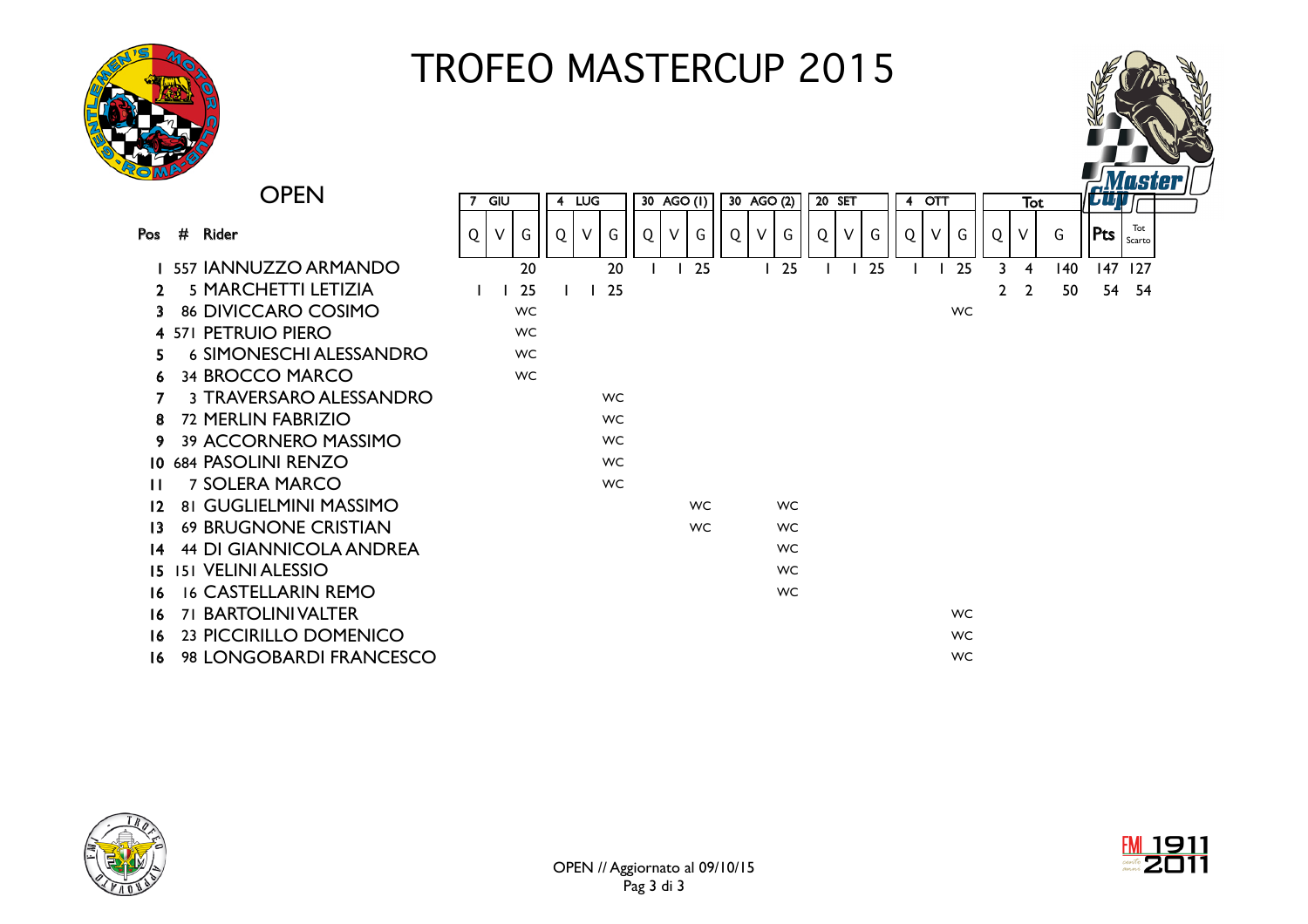# TROFEO MASTERCUP 2015

## OPEN

| Pos | # | Rider | 7 GIU Q | V | G | 4 LUG Q | V | G | 30 AGO (1) Q | V | G | 30 AGO (2) Q | V | G | 20 SET Q | V | G | 4 OTT Q | V | G | Tot Q | V | G | Pts | Tot Scarto |
|---|---|---|---|---|---|---|---|---|---|---|---|---|---|---|---|---|---|---|---|---|---|---|---|---|---|
| 1 | 557 | IANNUZZO ARMANDO | | | 20 | | | 20 | 1 | 1 | 25 | | 1 | 25 | 1 | 1 | 25 | 1 | 1 | 25 | 3 | 4 | 140 | 147 | 127 |
| 2 | 5 | MARCHETTI LETIZIA | 1 | 1 | 25 | 1 | 1 | 25 | | | | | | | | | | | | | 2 | 2 | 50 | 54 | 54 |
| 3 | 86 | DIVICCARO COSIMO | | | WC | | | | | | | | | | | | | | | WC | | | | | |
| 4 | 571 | PETRUIO PIERO | | | WC | | | | | | | | | | | | | | | | | | | | |
| 5 | 6 | SIMONESCHI ALESSANDRO | | | WC | | | | | | | | | | | | | | | | | | | | |
| 6 | 34 | BROCCO MARCO | | | WC | | | | | | | | | | | | | | | | | | | | |
| 7 | 3 | TRAVERSARO ALESSANDRO | | | | | | WC | | | | | | | | | | | | | | | | | |
| 8 | 72 | MERLIN FABRIZIO | | | | | | WC | | | | | | | | | | | | | | | | | |
| 9 | 39 | ACCORNERO MASSIMO | | | | | | WC | | | | | | | | | | | | | | | | | |
| 10 | 684 | PASOLINI RENZO | | | | | | WC | | | | | | | | | | | | | | | | | |
| 11 | 7 | SOLERA MARCO | | | | | | WC | | | | | | | | | | | | | | | | | |
| 12 | 81 | GUGLIELMINI MASSIMO | | | | | | | | | WC | | | WC | | | | | | | | | | | |
| 13 | 69 | BRUGNONE CRISTIAN | | | | | | | | | WC | | | WC | | | | | | | | | | | |
| 14 | 44 | DI GIANNICOLA ANDREA | | | | | | | | | | | | WC | | | | | | | | | | | |
| 15 | 151 | VELINI ALESSIO | | | | | | | | | | | | WC | | | | | | | | | | | |
| 16 | 16 | CASTELLARIN REMO | | | | | | | | | | | | WC | | | | | | | | | | | |
| 16 | 71 | BARTOLINI VALTER | | | | | | | | | | | | | | | | | | WC | | | | | |
| 16 | 23 | PICCIRILLO DOMENICO | | | | | | | | | | | | | | | | | | WC | | | | | |
| 16 | 98 | LONGOBARDI FRANCESCO | | | | | | | | | | | | | | | | | | WC | | | | | |

OPEN // Aggiornato al 09/10/15